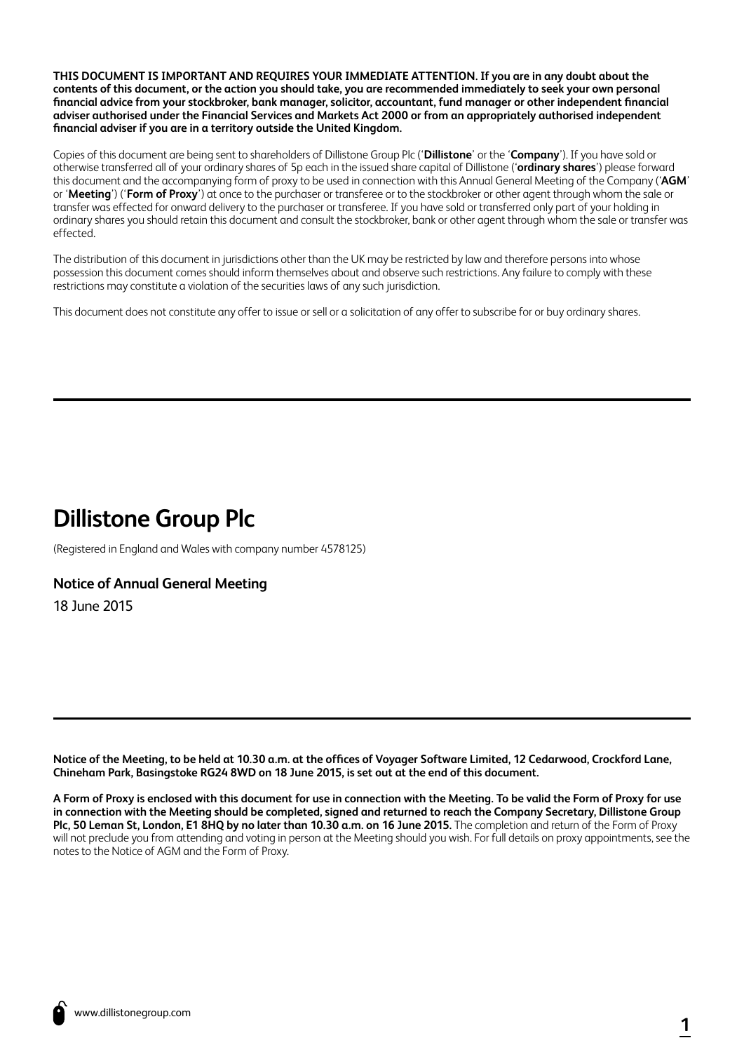**THIS DOCUMENT IS IMPORTANT AND REQUIRES YOUR IMMEDIATE ATTENTION. If you are in any doubt about the contents of this document, or the action you should take, you are recommended immediately to seek your own personal financial advice from your stockbroker, bank manager, solicitor, accountant, fund manager or other independent financial adviser authorised under the Financial Services and Markets Act 2000 or from an appropriately authorised independent financial adviser if you are in a territory outside the United Kingdom.**

Copies of this document are being sent to shareholders of Dillistone Group Plc ('**Dillistone**' or the '**Company**'). If you have sold or otherwise transferred all of your ordinary shares of 5p each in the issued share capital of Dillistone ('**ordinary shares**') please forward this document and the accompanying form of proxy to be used in connection with this Annual General Meeting of the Company ('**AGM**' or '**Meeting**') ('**Form of Proxy**') at once to the purchaser or transferee or to the stockbroker or other agent through whom the sale or transfer was effected for onward delivery to the purchaser or transferee. If you have sold or transferred only part of your holding in ordinary shares you should retain this document and consult the stockbroker, bank or other agent through whom the sale or transfer was effected.

The distribution of this document in jurisdictions other than the UK may be restricted by law and therefore persons into whose possession this document comes should inform themselves about and observe such restrictions. Any failure to comply with these restrictions may constitute a violation of the securities laws of any such jurisdiction.

This document does not constitute any offer to issue or sell or a solicitation of any offer to subscribe for or buy ordinary shares.

# Dillistone Group Plc

(Registered in England and Wales with company number 4578125)

## Notice of Annual General Meeting

18 June 2015

**Notice of the Meeting, to be held at 10.30 a.m. at the offices of Voyager Software Limited, 12 Cedarwood, Crockford Lane, Chineham Park, Basingstoke RG24 8WD on 18 June 2015, is set out at the end of this document.**

**A Form of Proxy is enclosed with this document for use in connection with the Meeting. To be valid the Form of Proxy for use in connection with the Meeting should be completed, signed and returned to reach the Company Secretary, Dillistone Group Plc, 50 Leman St, London, E1 8HQ by no later than 10.30 a.m. on 16 June 2015.** The completion and return of the Form of Proxy will not preclude you from attending and voting in person at the Meeting should you wish. For full details on proxy appointments, see the notes to the Notice of AGM and the Form of Proxy.

www.dillistonegroup.com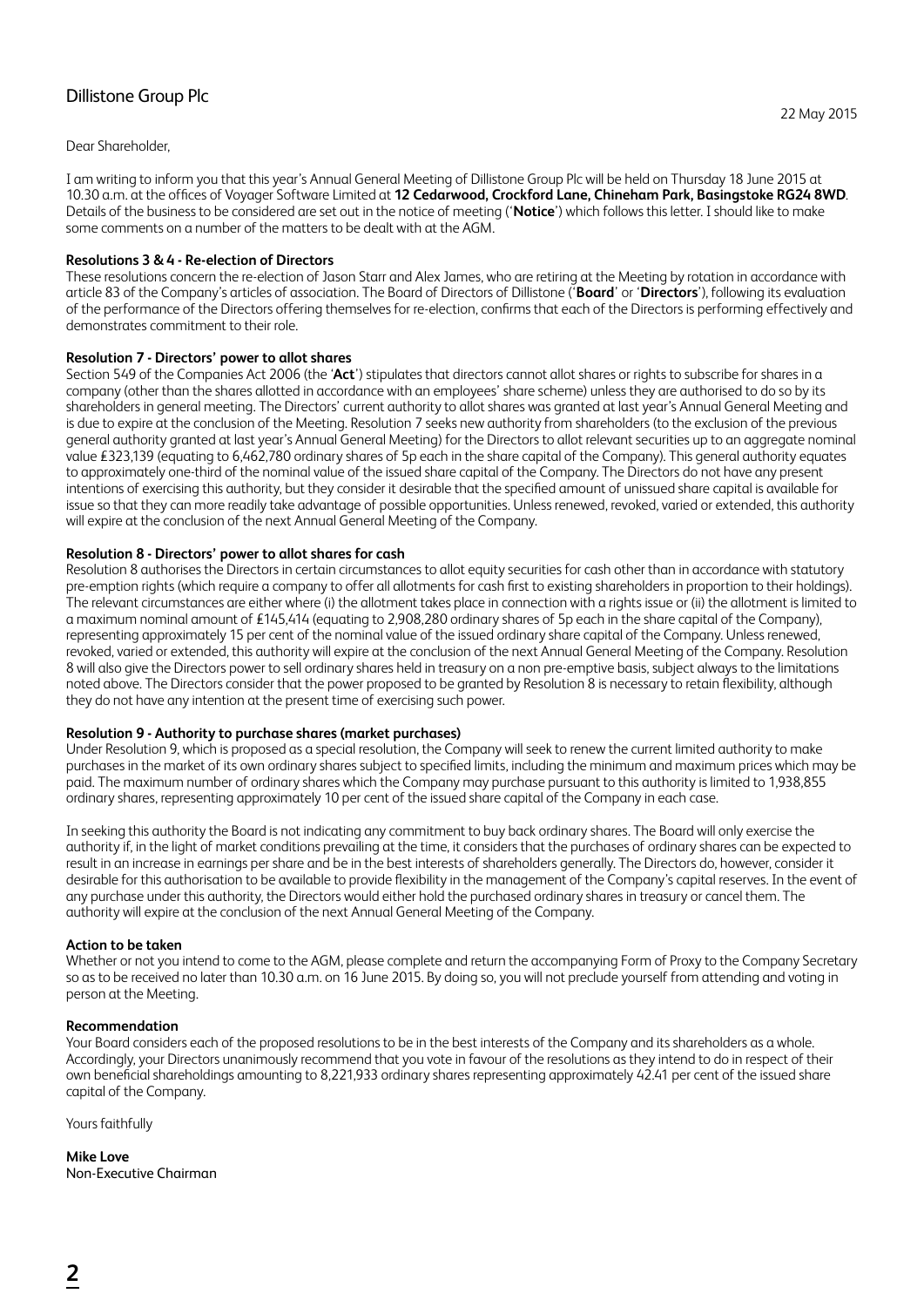Dillistone Group Plc

22 May 2015

Dear Shareholder,

I am writing to inform you that this year's Annual General Meeting of Dillistone Group Plc will be held on Thursday 18 June 2015 at 10.30 a.m. at the offices of Voyager Software Limited at **12 Cedarwood, Crockford Lane, Chineham Park, Basingstoke RG24 8WD**. Details of the business to be considered are set out in the notice of meeting ('**Notice**') which follows this letter. I should like to make some comments on a number of the matters to be dealt with at the AGM.

**Resolutions 3 & 4 - Re-election of Directors**

These resolutions concern the re-election of Jason Starr and Alex James, who are retiring at the Meeting by rotation in accordance with article 83 of the Company's articles of association. The Board of Directors of Dillistone ('**Board**' or '**Directors**'), following its evaluation of the performance of the Directors offering themselves for re-election, confirms that each of the Directors is performing effectively and demonstrates commitment to their role.

**Resolution 7 - Directors' power to allot shares**

Section 549 of the Companies Act 2006 (the '**Act**') stipulates that directors cannot allot shares or rights to subscribe for shares in a company (other than the shares allotted in accordance with an employees' share scheme) unless they are authorised to do so by its shareholders in general meeting. The Directors' current authority to allot shares was granted at last year's Annual General Meeting and is due to expire at the conclusion of the Meeting. Resolution 7 seeks new authority from shareholders (to the exclusion of the previous general authority granted at last year's Annual General Meeting) for the Directors to allot relevant securities up to an aggregate nominal value £323,139 (equating to 6,462,780 ordinary shares of 5p each in the share capital of the Company). This general authority equates to approximately one-third of the nominal value of the issued share capital of the Company. The Directors do not have any present intentions of exercising this authority, but they consider it desirable that the specified amount of unissued share capital is available for issue so that they can more readily take advantage of possible opportunities. Unless renewed, revoked, varied or extended, this authority will expire at the conclusion of the next Annual General Meeting of the Company.

**Resolution 8 - Directors' power to allot shares for cash**

Resolution 8 authorises the Directors in certain circumstances to allot equity securities for cash other than in accordance with statutory pre-emption rights (which require a company to offer all allotments for cash first to existing shareholders in proportion to their holdings). The relevant circumstances are either where (i) the allotment takes place in connection with a rights issue or (ii) the allotment is limited to a maximum nominal amount of £145,414 (equating to 2,908,280 ordinary shares of 5p each in the share capital of the Company), representing approximately 15 per cent of the nominal value of the issued ordinary share capital of the Company. Unless renewed, revoked, varied or extended, this authority will expire at the conclusion of the next Annual General Meeting of the Company. Resolution 8 will also give the Directors power to sell ordinary shares held in treasury on a non pre-emptive basis, subject always to the limitations noted above. The Directors consider that the power proposed to be granted by Resolution 8 is necessary to retain flexibility, although they do not have any intention at the present time of exercising such power.

**Resolution 9 - Authority to purchase shares (market purchases)**

Under Resolution 9, which is proposed as a special resolution, the Company will seek to renew the current limited authority to make purchases in the market of its own ordinary shares subject to specified limits, including the minimum and maximum prices which may be paid. The maximum number of ordinary shares which the Company may purchase pursuant to this authority is limited to 1,938,855 ordinary shares, representing approximately 10 per cent of the issued share capital of the Company in each case.

In seeking this authority the Board is not indicating any commitment to buy back ordinary shares. The Board will only exercise the authority if, in the light of market conditions prevailing at the time, it considers that the purchases of ordinary shares can be expected to result in an increase in earnings per share and be in the best interests of shareholders generally. The Directors do, however, consider it desirable for this authorisation to be available to provide flexibility in the management of the Company's capital reserves. In the event of any purchase under this authority, the Directors would either hold the purchased ordinary shares in treasury or cancel them. The authority will expire at the conclusion of the next Annual General Meeting of the Company.

**Action to be taken**

Whether or not you intend to come to the AGM, please complete and return the accompanying Form of Proxy to the Company Secretary so as to be received no later than 10.30 a.m. on 16 June 2015. By doing so, you will not preclude yourself from attending and voting in person at the Meeting.

**Recommendation**

Your Board considers each of the proposed resolutions to be in the best interests of the Company and its shareholders as a whole. Accordingly, your Directors unanimously recommend that you vote in favour of the resolutions as they intend to do in respect of their own beneficial shareholdings amounting to 8,221,933 ordinary shares representing approximately 42.41 per cent of the issued share capital of the Company.

Yours faithfully

**Mike Love**
Non-Executive Chairman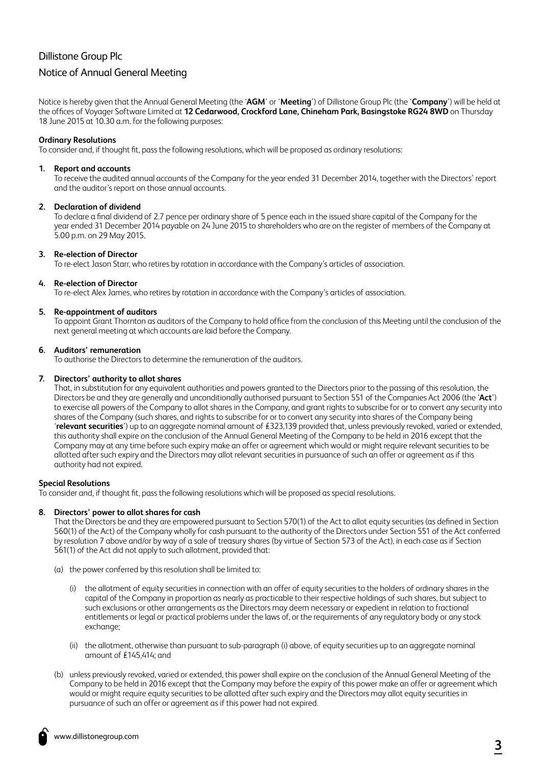# Dillistone Group Plc

## Notice of Annual General Meeting

Notice is hereby given that the Annual General Meeting (the '**AGM**' or '**Meeting**') of Dillistone Group Plc (the '**Company**') will be held at the offices of Voyager Software Limited at **12 Cedarwood, Crockford Lane, Chineham Park, Basingstoke RG24 8WD** on Thursday 18 June 2015 at 10.30 a.m. for the following purposes:

**Ordinary Resolutions**

To consider and, if thought fit, pass the following resolutions, which will be proposed as ordinary resolutions:

**1. Report and accounts**

To receive the audited annual accounts of the Company for the year ended 31 December 2014, together with the Directors' report and the auditor's report on those annual accounts.

**2. Declaration of dividend**

To declare a final dividend of 2.7 pence per ordinary share of 5 pence each in the issued share capital of the Company for the year ended 31 December 2014 payable on 24 June 2015 to shareholders who are on the register of members of the Company at 5.00 p.m. on 29 May 2015.

**3. Re-election of Director**

To re-elect Jason Starr, who retires by rotation in accordance with the Company's articles of association.

**4. Re-election of Director**

To re-elect Alex James, who retires by rotation in accordance with the Company's articles of association.

**5. Re-appointment of auditors**

To appoint Grant Thornton as auditors of the Company to hold office from the conclusion of this Meeting until the conclusion of the next general meeting at which accounts are laid before the Company.

**6. Auditors' remuneration**

To authorise the Directors to determine the remuneration of the auditors.

**7. Directors' authority to allot shares**

That, in substitution for any equivalent authorities and powers granted to the Directors prior to the passing of this resolution, the Directors be and they are generally and unconditionally authorised pursuant to Section 551 of the Companies Act 2006 (the '**Act**') to exercise all powers of the Company to allot shares in the Company, and grant rights to subscribe for or to convert any security into shares of the Company (such shares, and rights to subscribe for or to convert any security into shares of the Company being '**relevant securities**') up to an aggregate nominal amount of £323,139 provided that, unless previously revoked, varied or extended, this authority shall expire on the conclusion of the Annual General Meeting of the Company to be held in 2016 except that the Company may at any time before such expiry make an offer or agreement which would or might require relevant securities to be allotted after such expiry and the Directors may allot relevant securities in pursuance of such an offer or agreement as if this authority had not expired.

**Special Resolutions**

To consider and, if thought fit, pass the following resolutions which will be proposed as special resolutions.

**8. Directors' power to allot shares for cash**

That the Directors be and they are empowered pursuant to Section 570(1) of the Act to allot equity securities (as defined in Section 560(1) of the Act) of the Company wholly for cash pursuant to the authority of the Directors under Section 551 of the Act conferred by resolution 7 above and/or by way of a sale of treasury shares (by virtue of Section 573 of the Act), in each case as if Section 561(1) of the Act did not apply to such allotment, provided that:

(a) the power conferred by this resolution shall be limited to:

(i) the allotment of equity securities in connection with an offer of equity securities to the holders of ordinary shares in the capital of the Company in proportion as nearly as practicable to their respective holdings of such shares, but subject to such exclusions or other arrangements as the Directors may deem necessary or expedient in relation to fractional entitlements or legal or practical problems under the laws of, or the requirements of any regulatory body or any stock exchange;

(ii) the allotment, otherwise than pursuant to sub-paragraph (i) above, of equity securities up to an aggregate nominal amount of £145,414; and

(b) unless previously revoked, varied or extended, this power shall expire on the conclusion of the Annual General Meeting of the Company to be held in 2016 except that the Company may before the expiry of this power make an offer or agreement which would or might require equity securities to be allotted after such expiry and the Directors may allot equity securities in pursuance of such an offer or agreement as if this power had not expired.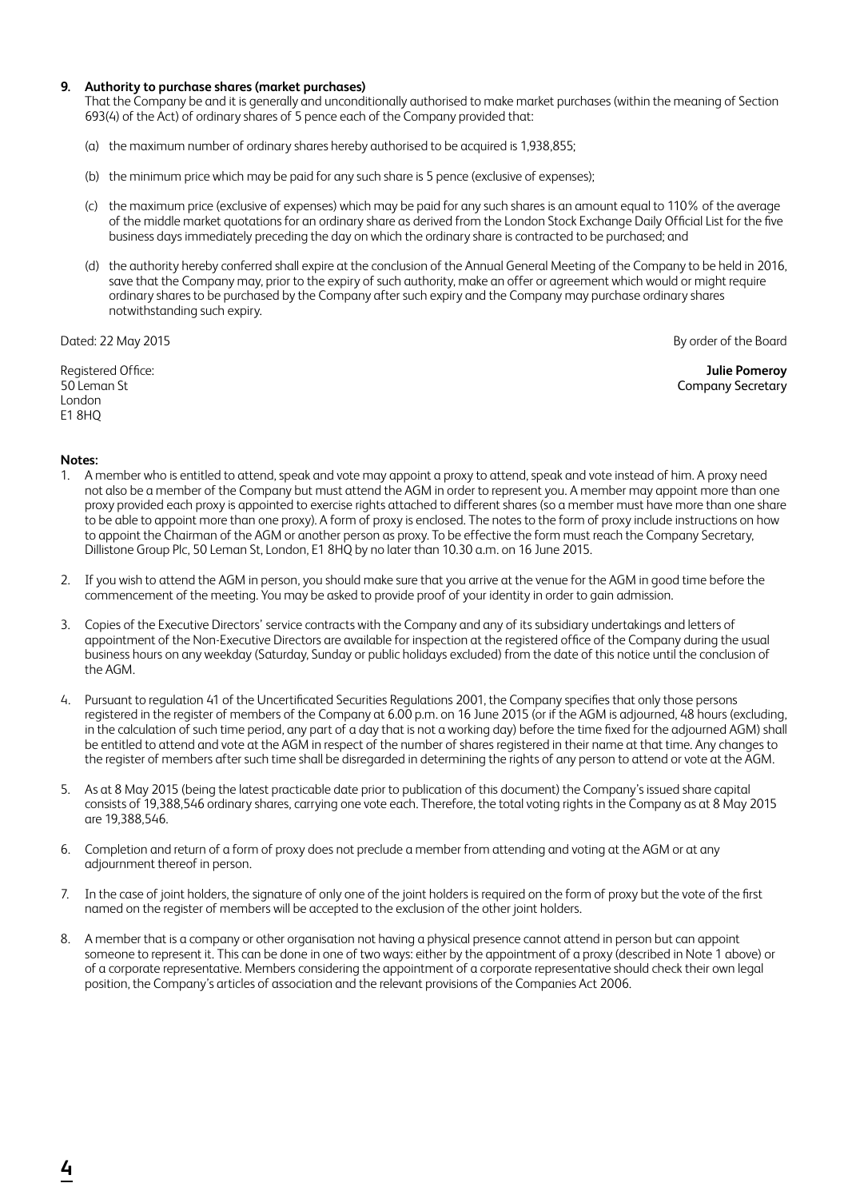**9. Authority to purchase shares (market purchases)**

That the Company be and it is generally and unconditionally authorised to make market purchases (within the meaning of Section 693(4) of the Act) of ordinary shares of 5 pence each of the Company provided that:

(a) the maximum number of ordinary shares hereby authorised to be acquired is 1,938,855;

(b) the minimum price which may be paid for any such share is 5 pence (exclusive of expenses);

(c) the maximum price (exclusive of expenses) which may be paid for any such shares is an amount equal to 110% of the average of the middle market quotations for an ordinary share as derived from the London Stock Exchange Daily Official List for the five business days immediately preceding the day on which the ordinary share is contracted to be purchased; and

(d) the authority hereby conferred shall expire at the conclusion of the Annual General Meeting of the Company to be held in 2016, save that the Company may, prior to the expiry of such authority, make an offer or agreement which would or might require ordinary shares to be purchased by the Company after such expiry and the Company may purchase ordinary shares notwithstanding such expiry.

Dated: 22 May 2015

By order of the Board

Registered Office:
50 Leman St
London
E1 8HQ

**Julie Pomeroy**
Company Secretary

**Notes:**

1. A member who is entitled to attend, speak and vote may appoint a proxy to attend, speak and vote instead of him. A proxy need not also be a member of the Company but must attend the AGM in order to represent you. A member may appoint more than one proxy provided each proxy is appointed to exercise rights attached to different shares (so a member must have more than one share to be able to appoint more than one proxy). A form of proxy is enclosed. The notes to the form of proxy include instructions on how to appoint the Chairman of the AGM or another person as proxy. To be effective the form must reach the Company Secretary, Dillistone Group Plc, 50 Leman St, London, E1 8HQ by no later than 10.30 a.m. on 16 June 2015.

2. If you wish to attend the AGM in person, you should make sure that you arrive at the venue for the AGM in good time before the commencement of the meeting. You may be asked to provide proof of your identity in order to gain admission.

3. Copies of the Executive Directors' service contracts with the Company and any of its subsidiary undertakings and letters of appointment of the Non-Executive Directors are available for inspection at the registered office of the Company during the usual business hours on any weekday (Saturday, Sunday or public holidays excluded) from the date of this notice until the conclusion of the AGM.

4. Pursuant to regulation 41 of the Uncertificated Securities Regulations 2001, the Company specifies that only those persons registered in the register of members of the Company at 6.00 p.m. on 16 June 2015 (or if the AGM is adjourned, 48 hours (excluding, in the calculation of such time period, any part of a day that is not a working day) before the time fixed for the adjourned AGM) shall be entitled to attend and vote at the AGM in respect of the number of shares registered in their name at that time. Any changes to the register of members after such time shall be disregarded in determining the rights of any person to attend or vote at the AGM.

5. As at 8 May 2015 (being the latest practicable date prior to publication of this document) the Company's issued share capital consists of 19,388,546 ordinary shares, carrying one vote each. Therefore, the total voting rights in the Company as at 8 May 2015 are 19,388,546.

6. Completion and return of a form of proxy does not preclude a member from attending and voting at the AGM or at any adjournment thereof in person.

7. In the case of joint holders, the signature of only one of the joint holders is required on the form of proxy but the vote of the first named on the register of members will be accepted to the exclusion of the other joint holders.

8. A member that is a company or other organisation not having a physical presence cannot attend in person but can appoint someone to represent it. This can be done in one of two ways: either by the appointment of a proxy (described in Note 1 above) or of a corporate representative. Members considering the appointment of a corporate representative should check their own legal position, the Company's articles of association and the relevant provisions of the Companies Act 2006.